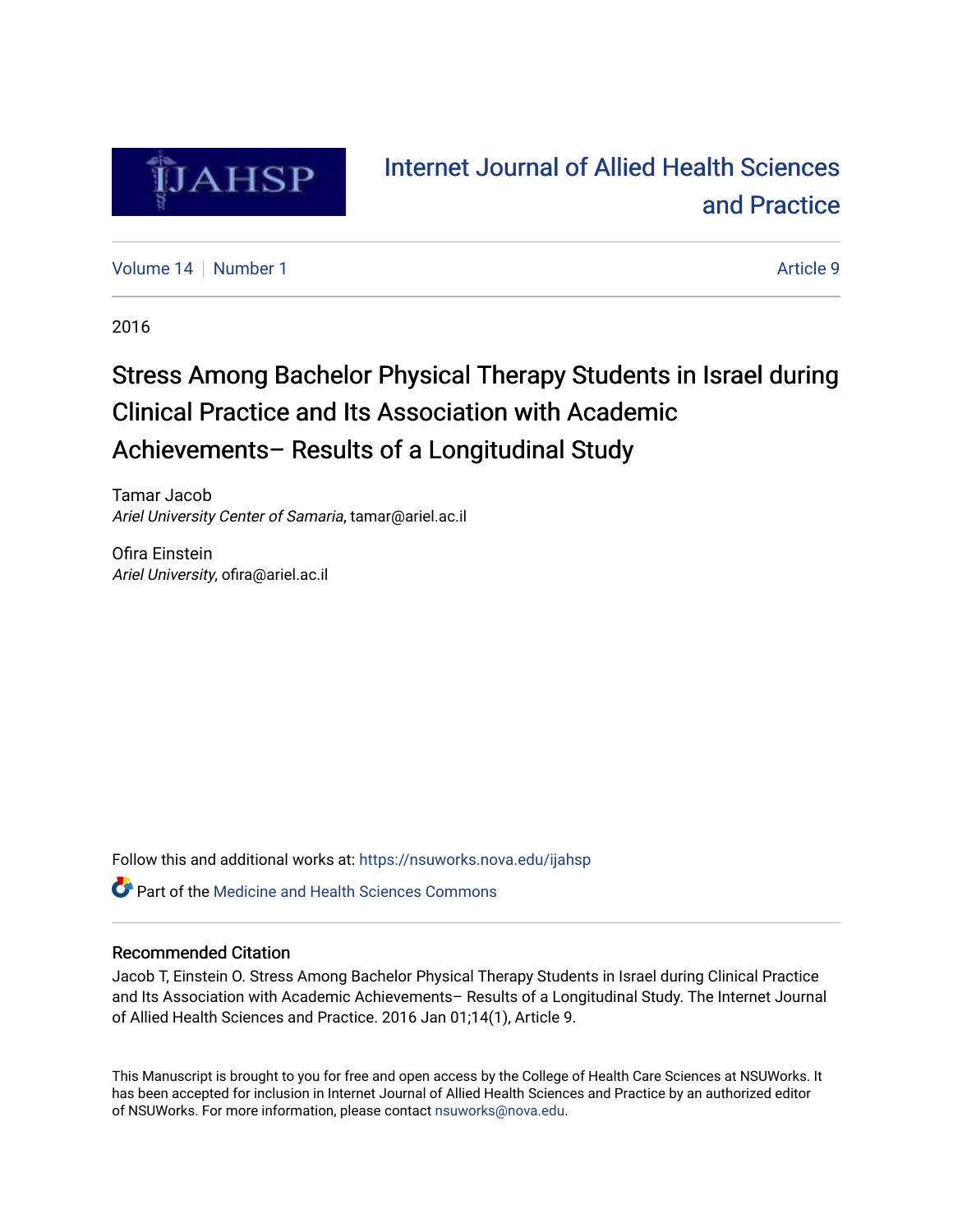# Internet Journal of Allied Health Sciences and Practice

Volume 14 | Number 1 | Article 9

2016

# Stress Among Bachelor Physical Therapy Students in Israel during Clinical Practice and Its Association with Academic Achievements– Results of a Longitudinal Study

Tamar Jacob
*Ariel University Center of Samaria*, tamar@ariel.ac.il

Ofira Einstein
*Ariel University*, ofira@ariel.ac.il

Follow this and additional works at: https://nsuworks.nova.edu/ijahsp

Part of the Medicine and Health Sciences Commons

## Recommended Citation

Jacob T, Einstein O. Stress Among Bachelor Physical Therapy Students in Israel during Clinical Practice and Its Association with Academic Achievements– Results of a Longitudinal Study. The Internet Journal of Allied Health Sciences and Practice. 2016 Jan 01;14(1), Article 9.

This Manuscript is brought to you for free and open access by the College of Health Care Sciences at NSUWorks. It has been accepted for inclusion in Internet Journal of Allied Health Sciences and Practice by an authorized editor of NSUWorks. For more information, please contact nsuworks@nova.edu.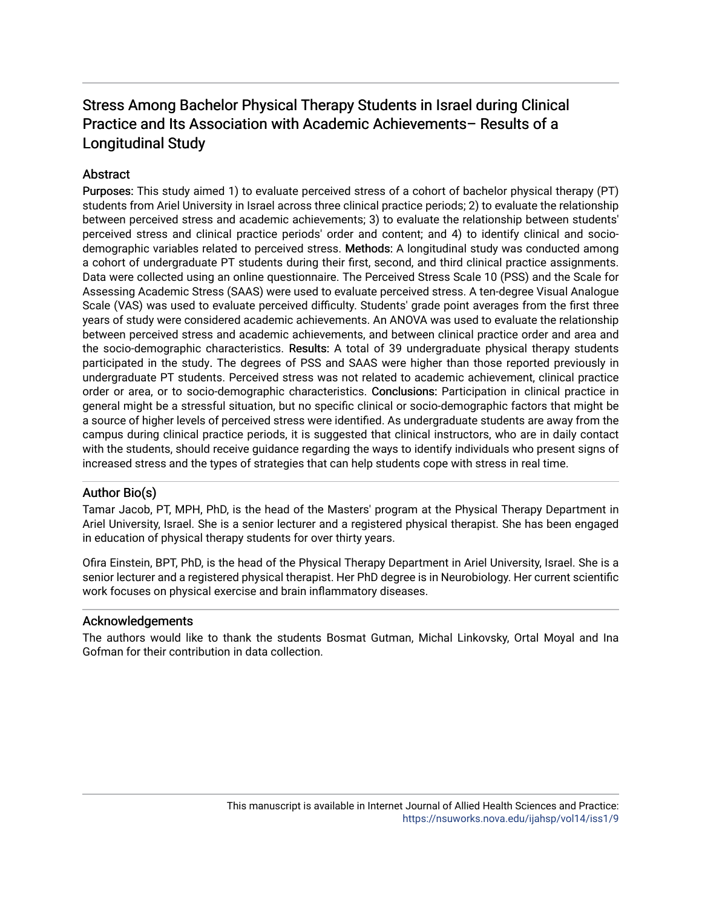# Stress Among Bachelor Physical Therapy Students in Israel during Clinical Practice and Its Association with Academic Achievements– Results of a Longitudinal Study

## Abstract

**Purposes:** This study aimed 1) to evaluate perceived stress of a cohort of bachelor physical therapy (PT) students from Ariel University in Israel across three clinical practice periods; 2) to evaluate the relationship between perceived stress and academic achievements; 3) to evaluate the relationship between students' perceived stress and clinical practice periods' order and content; and 4) to identify clinical and socio-demographic variables related to perceived stress. **Methods:** A longitudinal study was conducted among a cohort of undergraduate PT students during their first, second, and third clinical practice assignments. Data were collected using an online questionnaire. The Perceived Stress Scale 10 (PSS) and the Scale for Assessing Academic Stress (SAAS) were used to evaluate perceived stress. A ten-degree Visual Analogue Scale (VAS) was used to evaluate perceived difficulty. Students' grade point averages from the first three years of study were considered academic achievements. An ANOVA was used to evaluate the relationship between perceived stress and academic achievements, and between clinical practice order and area and the socio-demographic characteristics. **Results:** A total of 39 undergraduate physical therapy students participated in the study. The degrees of PSS and SAAS were higher than those reported previously in undergraduate PT students. Perceived stress was not related to academic achievement, clinical practice order or area, or to socio-demographic characteristics. **Conclusions:** Participation in clinical practice in general might be a stressful situation, but no specific clinical or socio-demographic factors that might be a source of higher levels of perceived stress were identified. As undergraduate students are away from the campus during clinical practice periods, it is suggested that clinical instructors, who are in daily contact with the students, should receive guidance regarding the ways to identify individuals who present signs of increased stress and the types of strategies that can help students cope with stress in real time.

## Author Bio(s)

Tamar Jacob, PT, MPH, PhD, is the head of the Masters' program at the Physical Therapy Department in Ariel University, Israel. She is a senior lecturer and a registered physical therapist. She has been engaged in education of physical therapy students for over thirty years.

Ofira Einstein, BPT, PhD, is the head of the Physical Therapy Department in Ariel University, Israel. She is a senior lecturer and a registered physical therapist. Her PhD degree is in Neurobiology. Her current scientific work focuses on physical exercise and brain inflammatory diseases.

## Acknowledgements

The authors would like to thank the students Bosmat Gutman, Michal Linkovsky, Ortal Moyal and Ina Gofman for their contribution in data collection.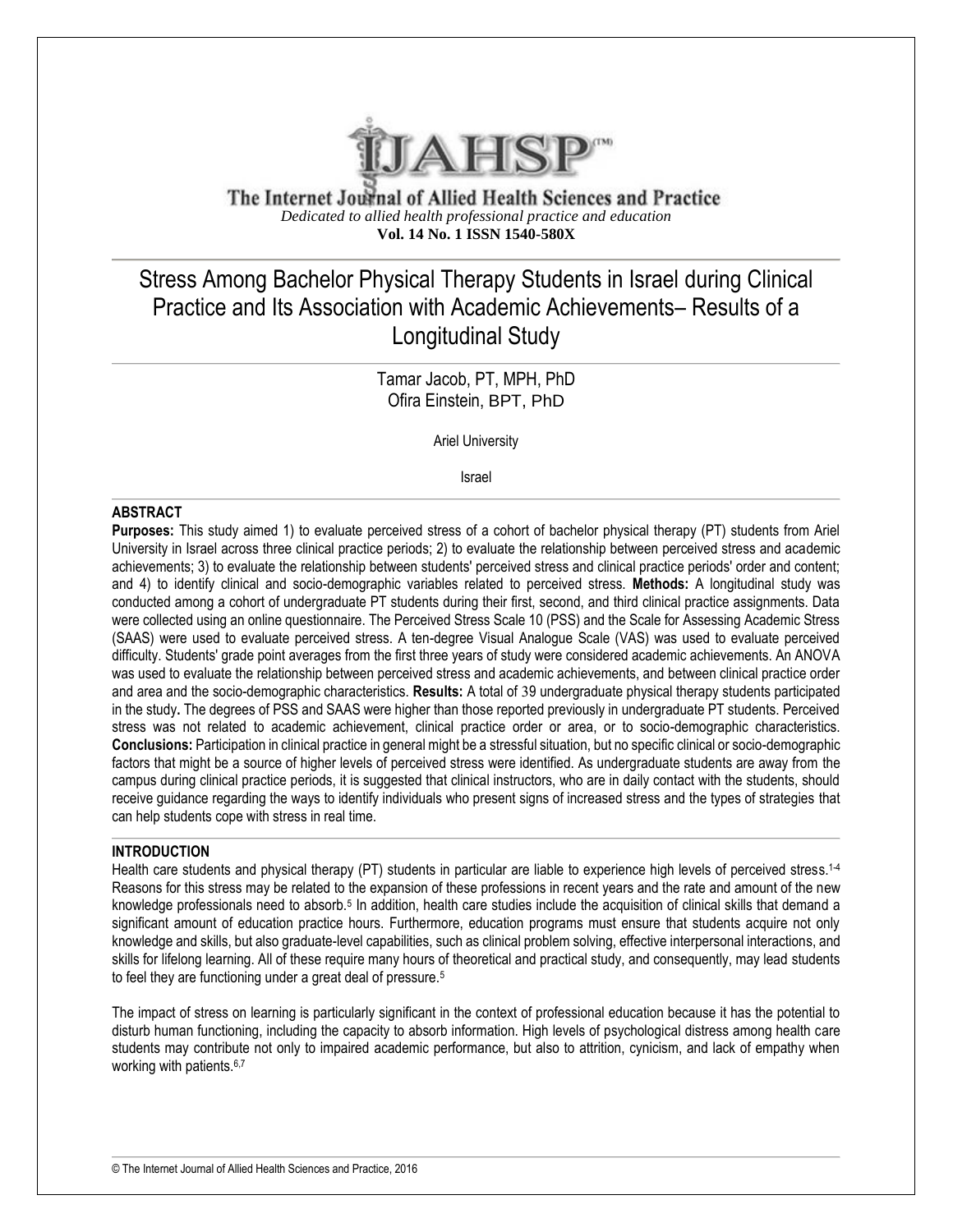The Internet Journal of Allied Health Sciences and Practice

*Dedicated to allied health professional practice and education*

**Vol. 14 No. 1 ISSN 1540-580X**

# Stress Among Bachelor Physical Therapy Students in Israel during Clinical Practice and Its Association with Academic Achievements– Results of a Longitudinal Study

Tamar Jacob, PT, MPH, PhD
Ofira Einstein, BPT, PhD

Ariel University

Israel

## ABSTRACT

**Purposes:** This study aimed 1) to evaluate perceived stress of a cohort of bachelor physical therapy (PT) students from Ariel University in Israel across three clinical practice periods; 2) to evaluate the relationship between perceived stress and academic achievements; 3) to evaluate the relationship between students' perceived stress and clinical practice periods' order and content; and 4) to identify clinical and socio-demographic variables related to perceived stress. **Methods:** A longitudinal study was conducted among a cohort of undergraduate PT students during their first, second, and third clinical practice assignments. Data were collected using an online questionnaire. The Perceived Stress Scale 10 (PSS) and the Scale for Assessing Academic Stress (SAAS) were used to evaluate perceived stress. A ten-degree Visual Analogue Scale (VAS) was used to evaluate perceived difficulty. Students' grade point averages from the first three years of study were considered academic achievements. An ANOVA was used to evaluate the relationship between perceived stress and academic achievements, and between clinical practice order and area and the socio-demographic characteristics. **Results:** A total of 39 undergraduate physical therapy students participated in the study**.** The degrees of PSS and SAAS were higher than those reported previously in undergraduate PT students. Perceived stress was not related to academic achievement, clinical practice order or area, or to socio-demographic characteristics. **Conclusions:** Participation in clinical practice in general might be a stressful situation, but no specific clinical or socio-demographic factors that might be a source of higher levels of perceived stress were identified. As undergraduate students are away from the campus during clinical practice periods, it is suggested that clinical instructors, who are in daily contact with the students, should receive guidance regarding the ways to identify individuals who present signs of increased stress and the types of strategies that can help students cope with stress in real time.

## INTRODUCTION

Health care students and physical therapy (PT) students in particular are liable to experience high levels of perceived stress.[1-4] Reasons for this stress may be related to the expansion of these professions in recent years and the rate and amount of the new knowledge professionals need to absorb.[5] In addition, health care studies include the acquisition of clinical skills that demand a significant amount of education practice hours. Furthermore, education programs must ensure that students acquire not only knowledge and skills, but also graduate-level capabilities, such as clinical problem solving, effective interpersonal interactions, and skills for lifelong learning. All of these require many hours of theoretical and practical study, and consequently, may lead students to feel they are functioning under a great deal of pressure.[5]

The impact of stress on learning is particularly significant in the context of professional education because it has the potential to disturb human functioning, including the capacity to absorb information. High levels of psychological distress among health care students may contribute not only to impaired academic performance, but also to attrition, cynicism, and lack of empathy when working with patients.[6,7]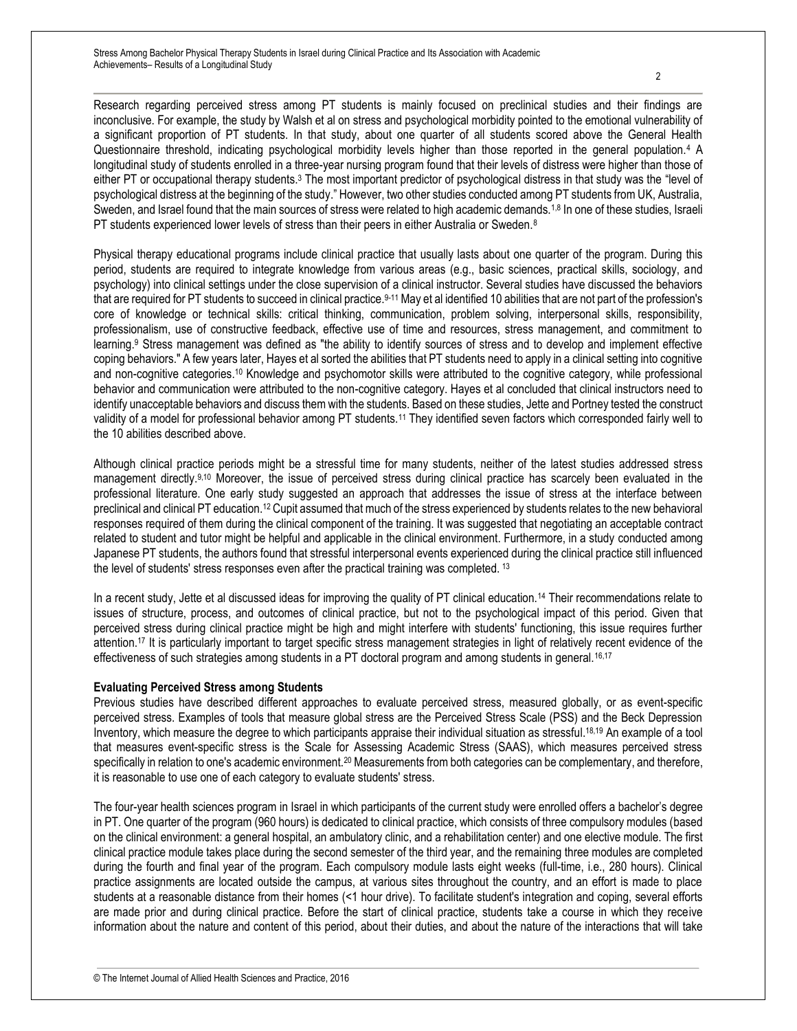Research regarding perceived stress among PT students is mainly focused on preclinical studies and their findings are inconclusive. For example, the study by Walsh et al on stress and psychological morbidity pointed to the emotional vulnerability of a significant proportion of PT students. In that study, about one quarter of all students scored above the General Health Questionnaire threshold, indicating psychological morbidity levels higher than those reported in the general population.[4] A longitudinal study of students enrolled in a three-year nursing program found that their levels of distress were higher than those of either PT or occupational therapy students.[3] The most important predictor of psychological distress in that study was the "level of psychological distress at the beginning of the study." However, two other studies conducted among PT students from UK, Australia, Sweden, and Israel found that the main sources of stress were related to high academic demands.[1,8] In one of these studies, Israeli PT students experienced lower levels of stress than their peers in either Australia or Sweden.[8]

Physical therapy educational programs include clinical practice that usually lasts about one quarter of the program. During this period, students are required to integrate knowledge from various areas (e.g., basic sciences, practical skills, sociology, and psychology) into clinical settings under the close supervision of a clinical instructor. Several studies have discussed the behaviors that are required for PT students to succeed in clinical practice.[9-11] May et al identified 10 abilities that are not part of the profession's core of knowledge or technical skills: critical thinking, communication, problem solving, interpersonal skills, responsibility, professionalism, use of constructive feedback, effective use of time and resources, stress management, and commitment to learning.[9] Stress management was defined as "the ability to identify sources of stress and to develop and implement effective coping behaviors." A few years later, Hayes et al sorted the abilities that PT students need to apply in a clinical setting into cognitive and non-cognitive categories.[10] Knowledge and psychomotor skills were attributed to the cognitive category, while professional behavior and communication were attributed to the non-cognitive category. Hayes et al concluded that clinical instructors need to identify unacceptable behaviors and discuss them with the students. Based on these studies, Jette and Portney tested the construct validity of a model for professional behavior among PT students.[11] They identified seven factors which corresponded fairly well to the 10 abilities described above.

Although clinical practice periods might be a stressful time for many students, neither of the latest studies addressed stress management directly.[9,10] Moreover, the issue of perceived stress during clinical practice has scarcely been evaluated in the professional literature. One early study suggested an approach that addresses the issue of stress at the interface between preclinical and clinical PT education.[12] Cupit assumed that much of the stress experienced by students relates to the new behavioral responses required of them during the clinical component of the training. It was suggested that negotiating an acceptable contract related to student and tutor might be helpful and applicable in the clinical environment. Furthermore, in a study conducted among Japanese PT students, the authors found that stressful interpersonal events experienced during the clinical practice still influenced the level of students' stress responses even after the practical training was completed.[13]

In a recent study, Jette et al discussed ideas for improving the quality of PT clinical education.[14] Their recommendations relate to issues of structure, process, and outcomes of clinical practice, but not to the psychological impact of this period. Given that perceived stress during clinical practice might be high and might interfere with students' functioning, this issue requires further attention.[17] It is particularly important to target specific stress management strategies in light of relatively recent evidence of the effectiveness of such strategies among students in a PT doctoral program and among students in general.[16,17]

**Evaluating Perceived Stress among Students**

Previous studies have described different approaches to evaluate perceived stress, measured globally, or as event-specific perceived stress. Examples of tools that measure global stress are the Perceived Stress Scale (PSS) and the Beck Depression Inventory, which measure the degree to which participants appraise their individual situation as stressful.[18,19] An example of a tool that measures event-specific stress is the Scale for Assessing Academic Stress (SAAS), which measures perceived stress specifically in relation to one's academic environment.[20] Measurements from both categories can be complementary, and therefore, it is reasonable to use one of each category to evaluate students' stress.

The four-year health sciences program in Israel in which participants of the current study were enrolled offers a bachelor's degree in PT. One quarter of the program (960 hours) is dedicated to clinical practice, which consists of three compulsory modules (based on the clinical environment: a general hospital, an ambulatory clinic, and a rehabilitation center) and one elective module. The first clinical practice module takes place during the second semester of the third year, and the remaining three modules are completed during the fourth and final year of the program. Each compulsory module lasts eight weeks (full-time, i.e., 280 hours). Clinical practice assignments are located outside the campus, at various sites throughout the country, and an effort is made to place students at a reasonable distance from their homes (<1 hour drive). To facilitate student's integration and coping, several efforts are made prior and during clinical practice. Before the start of clinical practice, students take a course in which they receive information about the nature and content of this period, about their duties, and about the nature of the interactions that will take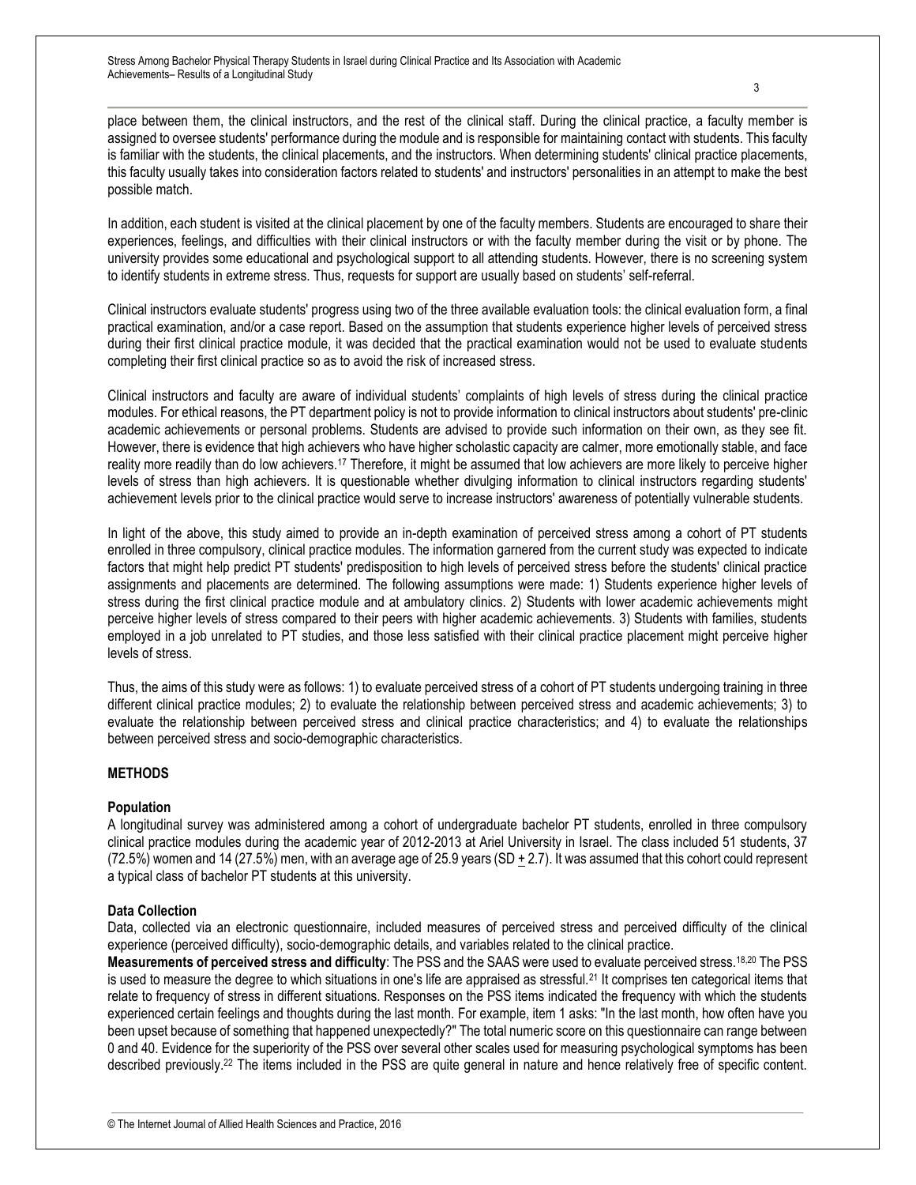place between them, the clinical instructors, and the rest of the clinical staff. During the clinical practice, a faculty member is assigned to oversee students' performance during the module and is responsible for maintaining contact with students. This faculty is familiar with the students, the clinical placements, and the instructors. When determining students' clinical practice placements, this faculty usually takes into consideration factors related to students' and instructors' personalities in an attempt to make the best possible match.

In addition, each student is visited at the clinical placement by one of the faculty members. Students are encouraged to share their experiences, feelings, and difficulties with their clinical instructors or with the faculty member during the visit or by phone. The university provides some educational and psychological support to all attending students. However, there is no screening system to identify students in extreme stress. Thus, requests for support are usually based on students' self-referral.

Clinical instructors evaluate students' progress using two of the three available evaluation tools: the clinical evaluation form, a final practical examination, and/or a case report. Based on the assumption that students experience higher levels of perceived stress during their first clinical practice module, it was decided that the practical examination would not be used to evaluate students completing their first clinical practice so as to avoid the risk of increased stress.

Clinical instructors and faculty are aware of individual students' complaints of high levels of stress during the clinical practice modules. For ethical reasons, the PT department policy is not to provide information to clinical instructors about students' pre-clinic academic achievements or personal problems. Students are advised to provide such information on their own, as they see fit. However, there is evidence that high achievers who have higher scholastic capacity are calmer, more emotionally stable, and face reality more readily than do low achievers.[17] Therefore, it might be assumed that low achievers are more likely to perceive higher levels of stress than high achievers. It is questionable whether divulging information to clinical instructors regarding students' achievement levels prior to the clinical practice would serve to increase instructors' awareness of potentially vulnerable students.

In light of the above, this study aimed to provide an in-depth examination of perceived stress among a cohort of PT students enrolled in three compulsory, clinical practice modules. The information garnered from the current study was expected to indicate factors that might help predict PT students' predisposition to high levels of perceived stress before the students' clinical practice assignments and placements are determined. The following assumptions were made: 1) Students experience higher levels of stress during the first clinical practice module and at ambulatory clinics. 2) Students with lower academic achievements might perceive higher levels of stress compared to their peers with higher academic achievements. 3) Students with families, students employed in a job unrelated to PT studies, and those less satisfied with their clinical practice placement might perceive higher levels of stress.

Thus, the aims of this study were as follows: 1) to evaluate perceived stress of a cohort of PT students undergoing training in three different clinical practice modules; 2) to evaluate the relationship between perceived stress and academic achievements; 3) to evaluate the relationship between perceived stress and clinical practice characteristics; and 4) to evaluate the relationships between perceived stress and socio-demographic characteristics.

## METHODS

### Population

A longitudinal survey was administered among a cohort of undergraduate bachelor PT students, enrolled in three compulsory clinical practice modules during the academic year of 2012-2013 at Ariel University in Israel. The class included 51 students, 37 (72.5%) women and 14 (27.5%) men, with an average age of 25.9 years (SD $\pm$ 2.7). It was assumed that this cohort could represent a typical class of bachelor PT students at this university.

### Data Collection

Data, collected via an electronic questionnaire, included measures of perceived stress and perceived difficulty of the clinical experience (perceived difficulty), socio-demographic details, and variables related to the clinical practice.

**Measurements of perceived stress and difficulty**: The PSS and the SAAS were used to evaluate perceived stress.[18,20] The PSS is used to measure the degree to which situations in one's life are appraised as stressful.[21] It comprises ten categorical items that relate to frequency of stress in different situations. Responses on the PSS items indicated the frequency with which the students experienced certain feelings and thoughts during the last month. For example, item 1 asks: "In the last month, how often have you been upset because of something that happened unexpectedly?" The total numeric score on this questionnaire can range between 0 and 40. Evidence for the superiority of the PSS over several other scales used for measuring psychological symptoms has been described previously.[22] The items included in the PSS are quite general in nature and hence relatively free of specific content.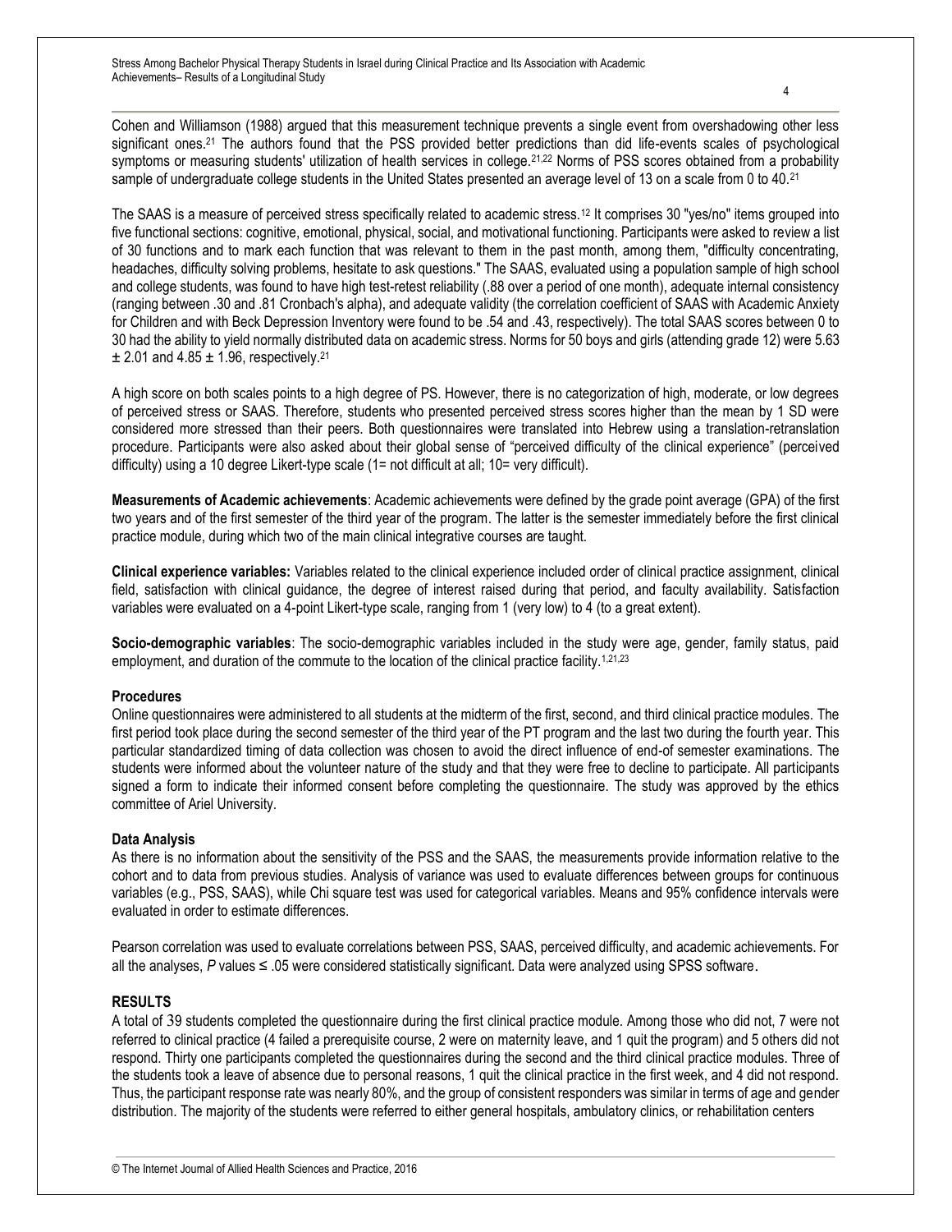Cohen and Williamson (1988) argued that this measurement technique prevents a single event from overshadowing other less significant ones.[21] The authors found that the PSS provided better predictions than did life-events scales of psychological symptoms or measuring students' utilization of health services in college.[21,22] Norms of PSS scores obtained from a probability sample of undergraduate college students in the United States presented an average level of 13 on a scale from 0 to 40.[21]

The SAAS is a measure of perceived stress specifically related to academic stress.[12] It comprises 30 "yes/no" items grouped into five functional sections: cognitive, emotional, physical, social, and motivational functioning. Participants were asked to review a list of 30 functions and to mark each function that was relevant to them in the past month, among them, "difficulty concentrating, headaches, difficulty solving problems, hesitate to ask questions." The SAAS, evaluated using a population sample of high school and college students, was found to have high test-retest reliability (.88 over a period of one month), adequate internal consistency (ranging between .30 and .81 Cronbach's alpha), and adequate validity (the correlation coefficient of SAAS with Academic Anxiety for Children and with Beck Depression Inventory were found to be .54 and .43, respectively). The total SAAS scores between 0 to 30 had the ability to yield normally distributed data on academic stress. Norms for 50 boys and girls (attending grade 12) were 5.63 ± 2.01 and 4.85 ± 1.96, respectively.[21]

A high score on both scales points to a high degree of PS. However, there is no categorization of high, moderate, or low degrees of perceived stress or SAAS. Therefore, students who presented perceived stress scores higher than the mean by 1 SD were considered more stressed than their peers. Both questionnaires were translated into Hebrew using a translation-retranslation procedure. Participants were also asked about their global sense of "perceived difficulty of the clinical experience" (perceived difficulty) using a 10 degree Likert-type scale (1= not difficult at all; 10= very difficult).

**Measurements of Academic achievements**: Academic achievements were defined by the grade point average (GPA) of the first two years and of the first semester of the third year of the program. The latter is the semester immediately before the first clinical practice module, during which two of the main clinical integrative courses are taught.

**Clinical experience variables:** Variables related to the clinical experience included order of clinical practice assignment, clinical field, satisfaction with clinical guidance, the degree of interest raised during that period, and faculty availability. Satisfaction variables were evaluated on a 4-point Likert-type scale, ranging from 1 (very low) to 4 (to a great extent).

**Socio-demographic variables**: The socio-demographic variables included in the study were age, gender, family status, paid employment, and duration of the commute to the location of the clinical practice facility.[1,21,23]

### Procedures

Online questionnaires were administered to all students at the midterm of the first, second, and third clinical practice modules. The first period took place during the second semester of the third year of the PT program and the last two during the fourth year. This particular standardized timing of data collection was chosen to avoid the direct influence of end-of semester examinations. The students were informed about the volunteer nature of the study and that they were free to decline to participate. All participants signed a form to indicate their informed consent before completing the questionnaire. The study was approved by the ethics committee of Ariel University.

### Data Analysis

As there is no information about the sensitivity of the PSS and the SAAS, the measurements provide information relative to the cohort and to data from previous studies. Analysis of variance was used to evaluate differences between groups for continuous variables (e.g., PSS, SAAS), while Chi square test was used for categorical variables. Means and 95% confidence intervals were evaluated in order to estimate differences.

Pearson correlation was used to evaluate correlations between PSS, SAAS, perceived difficulty, and academic achievements. For all the analyses, *P* values ≤ .05 were considered statistically significant. Data were analyzed using SPSS software.

## RESULTS

A total of 39 students completed the questionnaire during the first clinical practice module. Among those who did not, 7 were not referred to clinical practice (4 failed a prerequisite course, 2 were on maternity leave, and 1 quit the program) and 5 others did not respond. Thirty one participants completed the questionnaires during the second and the third clinical practice modules. Three of the students took a leave of absence due to personal reasons, 1 quit the clinical practice in the first week, and 4 did not respond. Thus, the participant response rate was nearly 80%, and the group of consistent responders was similar in terms of age and gender distribution. The majority of the students were referred to either general hospitals, ambulatory clinics, or rehabilitation centers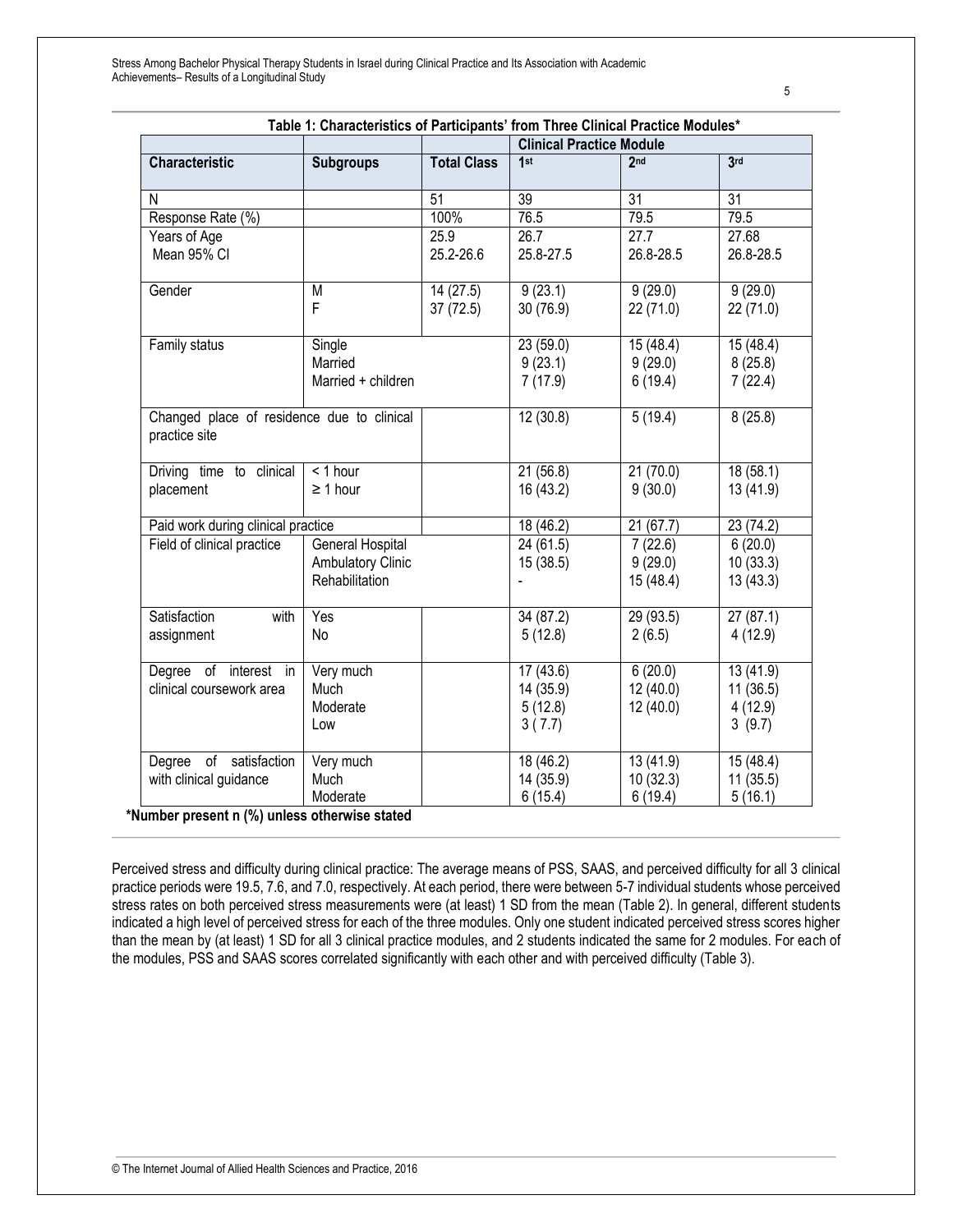**Table 1: Characteristics of Participants' from Three Clinical Practice Modules***

| | | | Clinical Practice Module | | |
|---|---|---|---|---|---|
| **Characteristic** | **Subgroups** | **Total Class** | **1st** | **2nd** | **3rd** |
| N | | 51 | 39 | 31 | 31 |
| Response Rate (%) | | 100% | 76.5 | 79.5 | 79.5 |
| Years of Age<br>Mean 95% CI | | 25.9<br>25.2-26.6 | 26.7<br>25.8-27.5 | 27.7<br>26.8-28.5 | 27.68<br>26.8-28.5 |
| Gender | M<br>F | 14 (27.5)<br>37 (72.5) | 9 (23.1)<br>30 (76.9) | 9 (29.0)<br>22 (71.0) | 9 (29.0)<br>22 (71.0) |
| Family status | Single<br>Married<br>Married + children | | 23 (59.0)<br>9 (23.1)<br>7 (17.9) | 15 (48.4)<br>9 (29.0)<br>6 (19.4) | 15 (48.4)<br>8 (25.8)<br>7 (22.4) |
| Changed place of residence due to clinical practice site | | | 12 (30.8) | 5 (19.4) | 8 (25.8) |
| Driving time to clinical placement | < 1 hour<br>≥ 1 hour | | 21 (56.8)<br>16 (43.2) | 21 (70.0)<br>9 (30.0) | 18 (58.1)<br>13 (41.9) |
| Paid work during clinical practice | | | 18 (46.2) | 21 (67.7) | 23 (74.2) |
| Field of clinical practice | General Hospital<br>Ambulatory Clinic<br>Rehabilitation | | 24 (61.5)<br>15 (38.5)<br>- | 7 (22.6)<br>9 (29.0)<br>15 (48.4) | 6 (20.0)<br>10 (33.3)<br>13 (43.3) |
| Satisfaction with assignment | Yes<br>No | | 34 (87.2)<br>5 (12.8) | 29 (93.5)<br>2 (6.5) | 27 (87.1)<br>4 (12.9) |
| Degree of interest in clinical coursework area | Very much<br>Much<br>Moderate<br>Low | | 17 (43.6)<br>14 (35.9)<br>5 (12.8)<br>3 ( 7.7) | 6 (20.0)<br>12 (40.0)<br>12 (40.0) | 13 (41.9)<br>11 (36.5)<br>4 (12.9)<br>3 (9.7) |
| Degree of satisfaction with clinical guidance | Very much<br>Much<br>Moderate | | 18 (46.2)<br>14 (35.9)<br>6 (15.4) | 13 (41.9)<br>10 (32.3)<br>6 (19.4) | 15 (48.4)<br>11 (35.5)<br>5 (16.1) |

***Number present n (%) unless otherwise stated**

Perceived stress and difficulty during clinical practice: The average means of PSS, SAAS, and perceived difficulty for all 3 clinical practice periods were 19.5, 7.6, and 7.0, respectively. At each period, there were between 5-7 individual students whose perceived stress rates on both perceived stress measurements were (at least) 1 SD from the mean (Table 2). In general, different students indicated a high level of perceived stress for each of the three modules. Only one student indicated perceived stress scores higher than the mean by (at least) 1 SD for all 3 clinical practice modules, and 2 students indicated the same for 2 modules. For each of the modules, PSS and SAAS scores correlated significantly with each other and with perceived difficulty (Table 3).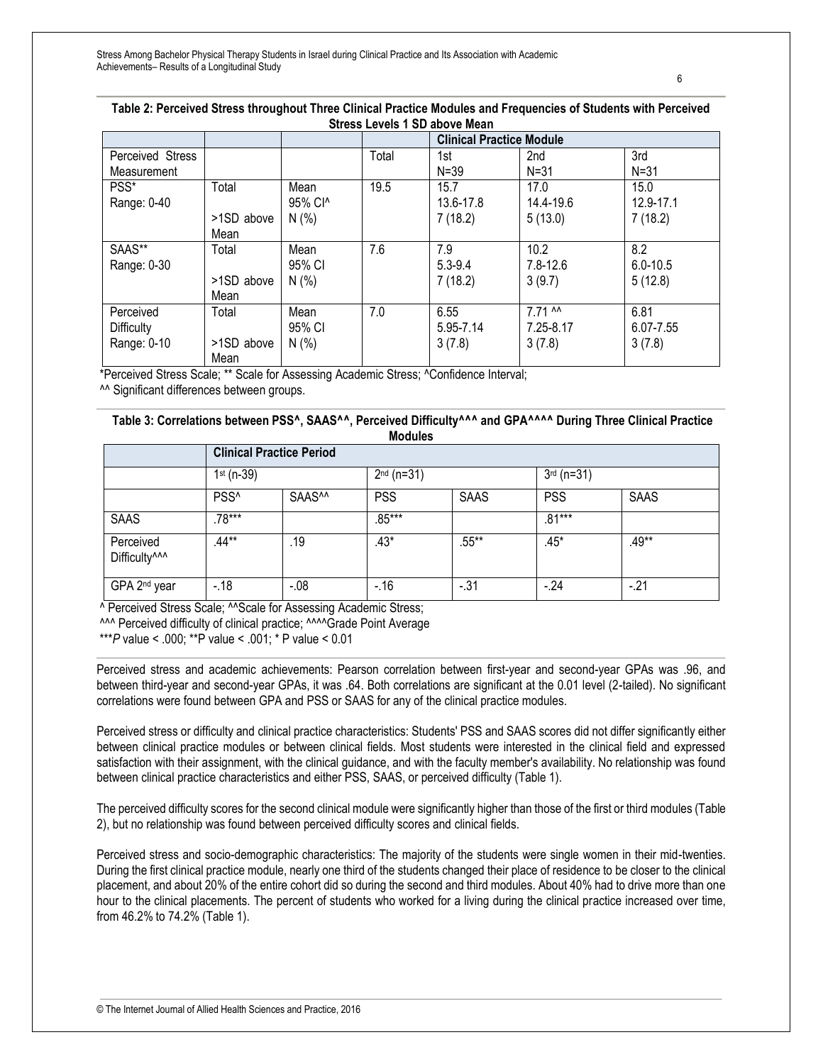**Table 2: Perceived Stress throughout Three Clinical Practice Modules and Frequencies of Students with Perceived Stress Levels 1 SD above Mean**

| | | | | Clinical Practice Module | | |
|---|---|---|---|---|---|---|
| Perceived Stress Measurement | | | Total | 1st N=39 | 2nd N=31 | 3rd N=31 |
| PSS* Range: 0-40 | Total | Mean | 19.5 | 15.7 | 17.0 | 15.0 |
| | | 95% CI^ | | 13.6-17.8 | 14.4-19.6 | 12.9-17.1 |
| | >1SD above Mean | N (%) | | 7 (18.2) | 5 (13.0) | 7 (18.2) |
| SAAS** Range: 0-30 | Total | Mean | 7.6 | 7.9 | 10.2 | 8.2 |
| | | 95% CI | | 5.3-9.4 | 7.8-12.6 | 6.0-10.5 |
| | >1SD above Mean | N (%) | | 7 (18.2) | 3 (9.7) | 5 (12.8) |
| Perceived Difficulty Range: 0-10 | Total | Mean | 7.0 | 6.55 | 7.71 ^^ | 6.81 |
| | | 95% CI | | 5.95-7.14 | 7.25-8.17 | 6.07-7.55 |
| | >1SD above Mean | N (%) | | 3 (7.8) | 3 (7.8) | 3 (7.8) |

*Perceived Stress Scale; ** Scale for Assessing Academic Stress; ^Confidence Interval;
^^ Significant differences between groups.

**Table 3: Correlations between PSS^, SAAS^^, Perceived Difficulty^^^ and GPA^^^^ During Three Clinical Practice Modules**

| | Clinical Practice Period | | | | | |
|---|---|---|---|---|---|---|
| | 1st (n-39) | | 2nd (n=31) | | 3rd (n=31) | |
| | PSS^ | SAAS^^ | PSS | SAAS | PSS | SAAS |
| SAAS | .78*** | | .85*** | | .81*** | |
| Perceived Difficulty^^^ | .44** | .19 | .43* | .55** | .45* | .49** |
| GPA 2nd year | -.18 | -.08 | -.16 | -.31 | -.24 | -.21 |

^ Perceived Stress Scale; ^^Scale for Assessing Academic Stress;
^^^ Perceived difficulty of clinical practice; ^^^^Grade Point Average
****P* value < .000; **P value < .001; * P value < 0.01

Perceived stress and academic achievements: Pearson correlation between first-year and second-year GPAs was .96, and between third-year and second-year GPAs, it was .64. Both correlations are significant at the 0.01 level (2-tailed). No significant correlations were found between GPA and PSS or SAAS for any of the clinical practice modules.

Perceived stress or difficulty and clinical practice characteristics: Students' PSS and SAAS scores did not differ significantly either between clinical practice modules or between clinical fields. Most students were interested in the clinical field and expressed satisfaction with their assignment, with the clinical guidance, and with the faculty member's availability. No relationship was found between clinical practice characteristics and either PSS, SAAS, or perceived difficulty (Table 1).

The perceived difficulty scores for the second clinical module were significantly higher than those of the first or third modules (Table 2), but no relationship was found between perceived difficulty scores and clinical fields.

Perceived stress and socio-demographic characteristics: The majority of the students were single women in their mid-twenties. During the first clinical practice module, nearly one third of the students changed their place of residence to be closer to the clinical placement, and about 20% of the entire cohort did so during the second and third modules. About 40% had to drive more than one hour to the clinical placements. The percent of students who worked for a living during the clinical practice increased over time, from 46.2% to 74.2% (Table 1).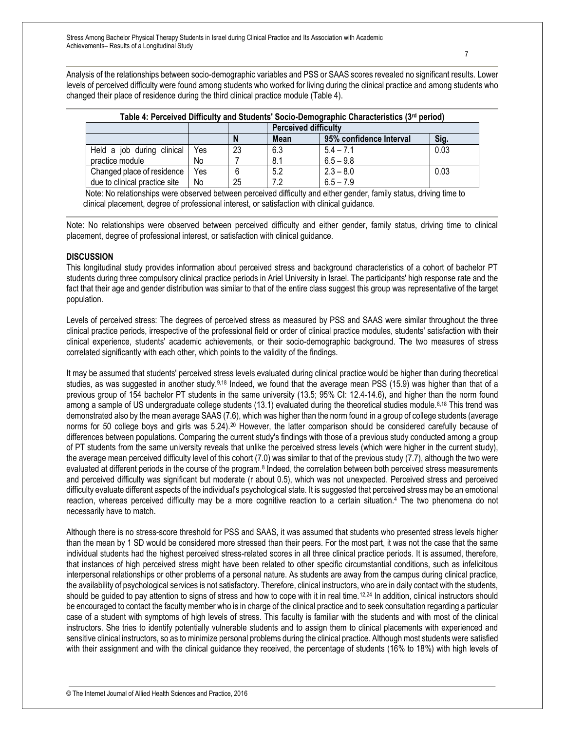Analysis of the relationships between socio-demographic variables and PSS or SAAS scores revealed no significant results. Lower levels of perceived difficulty were found among students who worked for living during the clinical practice and among students who changed their place of residence during the third clinical practice module (Table 4).

**Table 4: Perceived Difficulty and Students' Socio-Demographic Characteristics (3rd period)**

| | | Perceived difficulty | | | |
|---|---|---|---|---|---|
| | | N | Mean | 95% confidence Interval | Sig. |
| Held a job during clinical practice module | Yes | 23 | 6.3 | 5.4 – 7.1 | 0.03 |
| | No | 7 | 8.1 | 6.5 – 9.8 | |
| Changed place of residence due to clinical practice site | Yes | 6 | 5.2 | 2.3 – 8.0 | 0.03 |
| | No | 25 | 7.2 | 6.5 – 7.9 | |

Note: No relationships were observed between perceived difficulty and either gender, family status, driving time to clinical placement, degree of professional interest, or satisfaction with clinical guidance.

Note: No relationships were observed between perceived difficulty and either gender, family status, driving time to clinical placement, degree of professional interest, or satisfaction with clinical guidance.

## DISCUSSION

This longitudinal study provides information about perceived stress and background characteristics of a cohort of bachelor PT students during three compulsory clinical practice periods in Ariel University in Israel. The participants' high response rate and the fact that their age and gender distribution was similar to that of the entire class suggest this group was representative of the target population.

Levels of perceived stress: The degrees of perceived stress as measured by PSS and SAAS were similar throughout the three clinical practice periods, irrespective of the professional field or order of clinical practice modules, students' satisfaction with their clinical experience, students' academic achievements, or their socio-demographic background. The two measures of stress correlated significantly with each other, which points to the validity of the findings.

It may be assumed that students' perceived stress levels evaluated during clinical practice would be higher than during theoretical studies, as was suggested in another study.[9,18] Indeed, we found that the average mean PSS (15.9) was higher than that of a previous group of 154 bachelor PT students in the same university (13.5; 95% CI: 12.4-14.6), and higher than the norm found among a sample of US undergraduate college students (13.1) evaluated during the theoretical studies module.[8,18] This trend was demonstrated also by the mean average SAAS (7.6), which was higher than the norm found in a group of college students (average norms for 50 college boys and girls was 5.24).[20] However, the latter comparison should be considered carefully because of differences between populations. Comparing the current study's findings with those of a previous study conducted among a group of PT students from the same university reveals that unlike the perceived stress levels (which were higher in the current study), the average mean perceived difficulty level of this cohort (7.0) was similar to that of the previous study (7.7), although the two were evaluated at different periods in the course of the program.[8] Indeed, the correlation between both perceived stress measurements and perceived difficulty was significant but moderate (r about 0.5), which was not unexpected. Perceived stress and perceived difficulty evaluate different aspects of the individual's psychological state. It is suggested that perceived stress may be an emotional reaction, whereas perceived difficulty may be a more cognitive reaction to a certain situation.[4] The two phenomena do not necessarily have to match.

Although there is no stress-score threshold for PSS and SAAS, it was assumed that students who presented stress levels higher than the mean by 1 SD would be considered more stressed than their peers. For the most part, it was not the case that the same individual students had the highest perceived stress-related scores in all three clinical practice periods. It is assumed, therefore, that instances of high perceived stress might have been related to other specific circumstantial conditions, such as infelicitous interpersonal relationships or other problems of a personal nature. As students are away from the campus during clinical practice, the availability of psychological services is not satisfactory. Therefore, clinical instructors, who are in daily contact with the students, should be guided to pay attention to signs of stress and how to cope with it in real time.[12,24] In addition, clinical instructors should be encouraged to contact the faculty member who is in charge of the clinical practice and to seek consultation regarding a particular case of a student with symptoms of high levels of stress. This faculty is familiar with the students and with most of the clinical instructors. She tries to identify potentially vulnerable students and to assign them to clinical placements with experienced and sensitive clinical instructors, so as to minimize personal problems during the clinical practice. Although most students were satisfied with their assignment and with the clinical guidance they received, the percentage of students (16% to 18%) with high levels of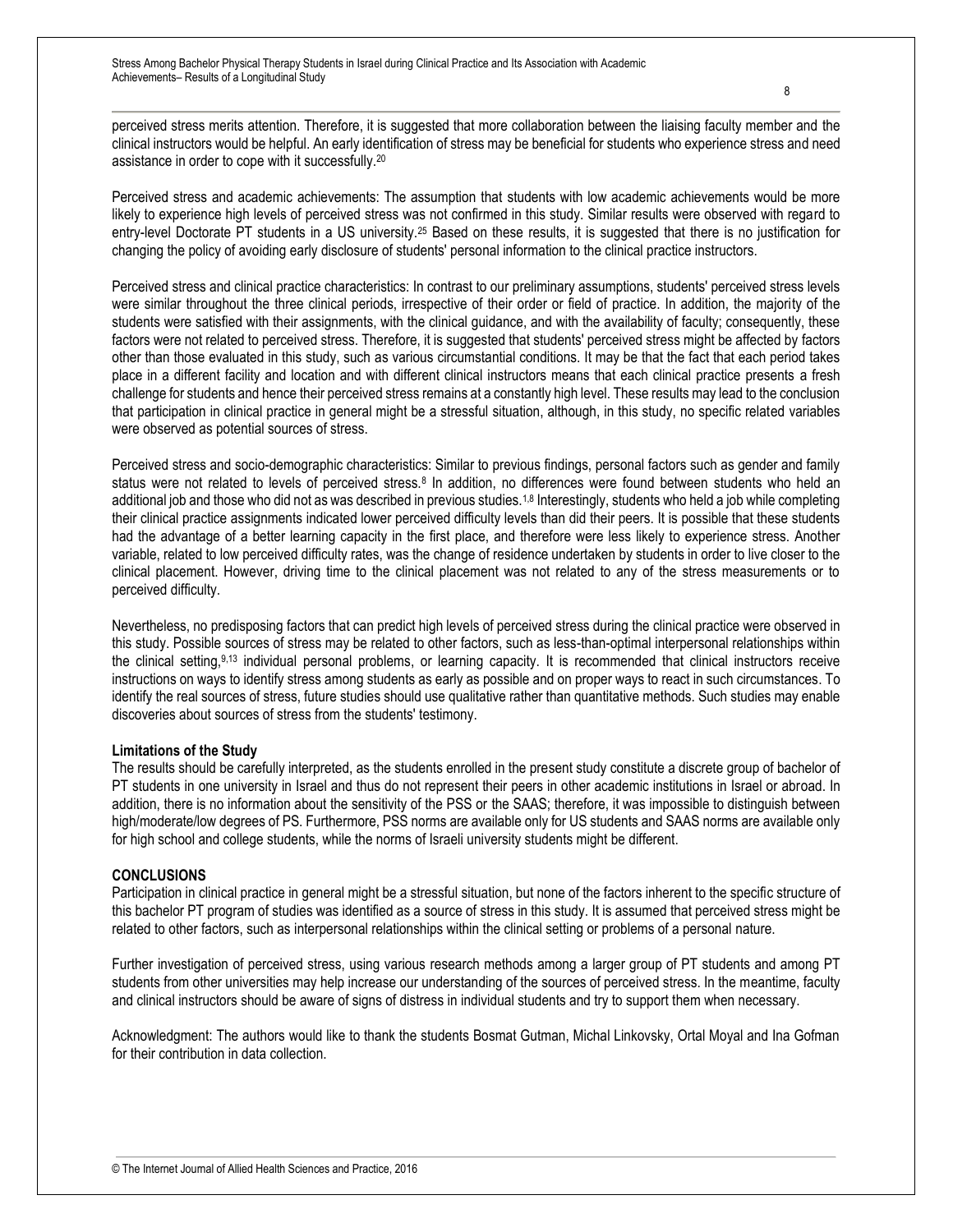perceived stress merits attention. Therefore, it is suggested that more collaboration between the liaising faculty member and the clinical instructors would be helpful. An early identification of stress may be beneficial for students who experience stress and need assistance in order to cope with it successfully.[20]

Perceived stress and academic achievements: The assumption that students with low academic achievements would be more likely to experience high levels of perceived stress was not confirmed in this study. Similar results were observed with regard to entry-level Doctorate PT students in a US university.[25] Based on these results, it is suggested that there is no justification for changing the policy of avoiding early disclosure of students' personal information to the clinical practice instructors.

Perceived stress and clinical practice characteristics: In contrast to our preliminary assumptions, students' perceived stress levels were similar throughout the three clinical periods, irrespective of their order or field of practice. In addition, the majority of the students were satisfied with their assignments, with the clinical guidance, and with the availability of faculty; consequently, these factors were not related to perceived stress. Therefore, it is suggested that students' perceived stress might be affected by factors other than those evaluated in this study, such as various circumstantial conditions. It may be that the fact that each period takes place in a different facility and location and with different clinical instructors means that each clinical practice presents a fresh challenge for students and hence their perceived stress remains at a constantly high level. These results may lead to the conclusion that participation in clinical practice in general might be a stressful situation, although, in this study, no specific related variables were observed as potential sources of stress.

Perceived stress and socio-demographic characteristics: Similar to previous findings, personal factors such as gender and family status were not related to levels of perceived stress.[8] In addition, no differences were found between students who held an additional job and those who did not as was described in previous studies.[1,8] Interestingly, students who held a job while completing their clinical practice assignments indicated lower perceived difficulty levels than did their peers. It is possible that these students had the advantage of a better learning capacity in the first place, and therefore were less likely to experience stress. Another variable, related to low perceived difficulty rates, was the change of residence undertaken by students in order to live closer to the clinical placement. However, driving time to the clinical placement was not related to any of the stress measurements or to perceived difficulty.

Nevertheless, no predisposing factors that can predict high levels of perceived stress during the clinical practice were observed in this study. Possible sources of stress may be related to other factors, such as less-than-optimal interpersonal relationships within the clinical setting,[9,13] individual personal problems, or learning capacity. It is recommended that clinical instructors receive instructions on ways to identify stress among students as early as possible and on proper ways to react in such circumstances. To identify the real sources of stress, future studies should use qualitative rather than quantitative methods. Such studies may enable discoveries about sources of stress from the students' testimony.

**Limitations of the Study**

The results should be carefully interpreted, as the students enrolled in the present study constitute a discrete group of bachelor of PT students in one university in Israel and thus do not represent their peers in other academic institutions in Israel or abroad. In addition, there is no information about the sensitivity of the PSS or the SAAS; therefore, it was impossible to distinguish between high/moderate/low degrees of PS. Furthermore, PSS norms are available only for US students and SAAS norms are available only for high school and college students, while the norms of Israeli university students might be different.

## CONCLUSIONS

Participation in clinical practice in general might be a stressful situation, but none of the factors inherent to the specific structure of this bachelor PT program of studies was identified as a source of stress in this study. It is assumed that perceived stress might be related to other factors, such as interpersonal relationships within the clinical setting or problems of a personal nature.

Further investigation of perceived stress, using various research methods among a larger group of PT students and among PT students from other universities may help increase our understanding of the sources of perceived stress. In the meantime, faculty and clinical instructors should be aware of signs of distress in individual students and try to support them when necessary.

Acknowledgment: The authors would like to thank the students Bosmat Gutman, Michal Linkovsky, Ortal Moyal and Ina Gofman for their contribution in data collection.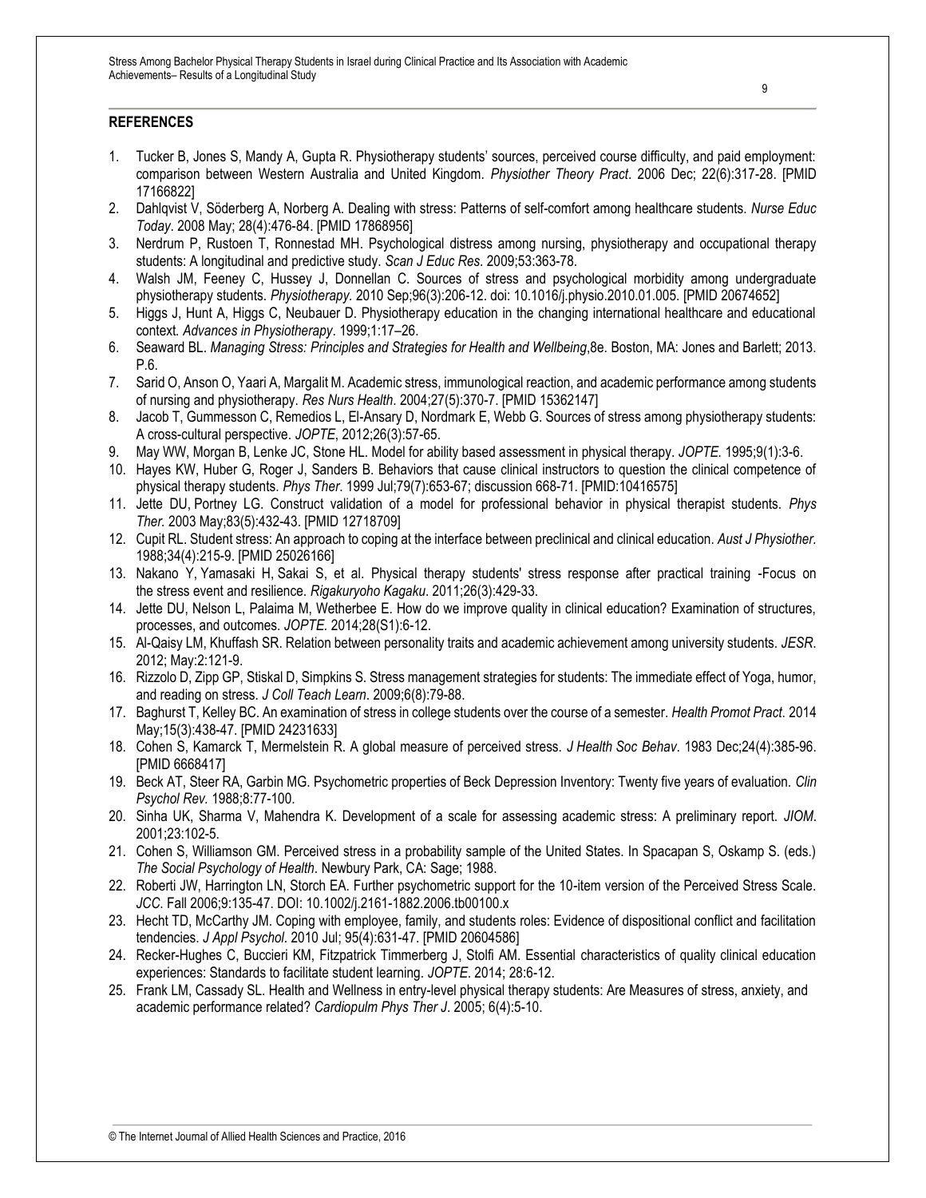## REFERENCES

1. Tucker B, Jones S, Mandy A, Gupta R. Physiotherapy students' sources, perceived course difficulty, and paid employment: comparison between Western Australia and United Kingdom. *Physiother Theory Pract*. 2006 Dec; 22(6):317-28. [PMID 17166822]
2. Dahlqvist V, Söderberg A, Norberg A. Dealing with stress: Patterns of self-comfort among healthcare students. *Nurse Educ Today*. 2008 May; 28(4):476-84. [PMID 17868956]
3. Nerdrum P, Rustoen T, Ronnestad MH. Psychological distress among nursing, physiotherapy and occupational therapy students: A longitudinal and predictive study. *Scan J Educ Res*. 2009;53:363-78.
4. Walsh JM, Feeney C, Hussey J, Donnellan C. Sources of stress and psychological morbidity among undergraduate physiotherapy students. *Physiotherapy*. 2010 Sep;96(3):206-12. doi: 10.1016/j.physio.2010.01.005. [PMID 20674652]
5. Higgs J, Hunt A, Higgs C, Neubauer D. Physiotherapy education in the changing international healthcare and educational context. *Advances in Physiotherapy*. 1999;1:17–26.
6. Seaward BL. *Managing Stress: Principles and Strategies for Health and Wellbeing*,8e. Boston, MA: Jones and Barlett; 2013. P.6.
7. Sarid O, Anson O, Yaari A, Margalit M. Academic stress, immunological reaction, and academic performance among students of nursing and physiotherapy. *Res Nurs Health*. 2004;27(5):370-7. [PMID 15362147]
8. Jacob T, Gummesson C, Remedios L, El-Ansary D, Nordmark E, Webb G. Sources of stress among physiotherapy students: A cross-cultural perspective. *JOPTE*, 2012;26(3):57-65.
9. May WW, Morgan B, Lenke JC, Stone HL. Model for ability based assessment in physical therapy. *JOPTE.* 1995;9(1):3-6.
10. Hayes KW, Huber G, Roger J, Sanders B. Behaviors that cause clinical instructors to question the clinical competence of physical therapy students. *Phys Ther*. 1999 Jul;79(7):653-67; discussion 668-71. [PMID:10416575]
11. Jette DU, Portney LG. Construct validation of a model for professional behavior in physical therapist students. *Phys Ther.* 2003 May;83(5):432-43. [PMID 12718709]
12. Cupit RL. Student stress: An approach to coping at the interface between preclinical and clinical education. *Aust J Physiother.* 1988;34(4):215-9. [PMID 25026166]
13. Nakano Y, Yamasaki H, Sakai S, et al. Physical therapy students' stress response after practical training -Focus on the stress event and resilience. *Rigakuryoho Kagaku*. 2011;26(3):429-33.
14. Jette DU, Nelson L, Palaima M, Wetherbee E. How do we improve quality in clinical education? Examination of structures, processes, and outcomes. *JOPTE.* 2014;28(S1):6-12.
15. Al-Qaisy LM, Khuffash SR. Relation between personality traits and academic achievement among university students. *JESR*. 2012; May:2:121-9.
16. Rizzolo D, Zipp GP, Stiskal D, Simpkins S. Stress management strategies for students: The immediate effect of Yoga, humor, and reading on stress. *J Coll Teach Learn*. 2009;6(8):79-88.
17. Baghurst T, Kelley BC. An examination of stress in college students over the course of a semester. *Health Promot Pract*. 2014 May;15(3):438-47. [PMID 24231633]
18. Cohen S, Kamarck T, Mermelstein R. A global measure of perceived stress. *J Health Soc Behav*. 1983 Dec;24(4):385-96. [PMID 6668417]
19. Beck AT, Steer RA, Garbin MG. Psychometric properties of Beck Depression Inventory: Twenty five years of evaluation. *Clin Psychol Rev.* 1988;8:77-100.
20. Sinha UK, Sharma V, Mahendra K. Development of a scale for assessing academic stress: A preliminary report. *JIOM*. 2001;23:102-5.
21. Cohen S, Williamson GM. Perceived stress in a probability sample of the United States. In Spacapan S, Oskamp S. (eds.) *The Social Psychology of Health*. Newbury Park, CA: Sage; 1988.
22. Roberti JW, Harrington LN, Storch EA. Further psychometric support for the 10-item version of the Perceived Stress Scale. *JCC*. Fall 2006;9:135-47. DOI: 10.1002/j.2161-1882.2006.tb00100.x
23. Hecht TD, McCarthy JM. Coping with employee, family, and students roles: Evidence of dispositional conflict and facilitation tendencies. *J Appl Psychol*. 2010 Jul; 95(4):631-47. [PMID 20604586]
24. Recker-Hughes C, Buccieri KM, Fitzpatrick Timmerberg J, Stolfi AM. Essential characteristics of quality clinical education experiences: Standards to facilitate student learning. *JOPTE*. 2014; 28:6-12.
25. Frank LM, Cassady SL. Health and Wellness in entry-level physical therapy students: Are Measures of stress, anxiety, and academic performance related? *Cardiopulm Phys Ther J*. 2005; 6(4):5-10.